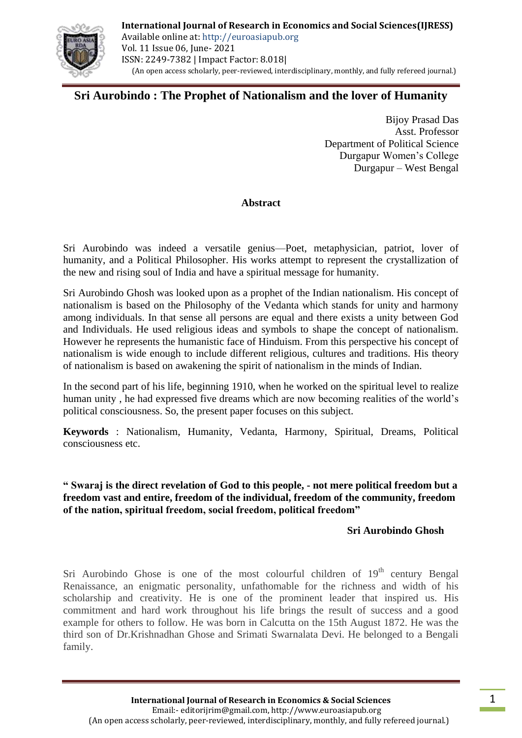# Sri Aurobindo : The Prophet of Nationalism and the lover of Humanity

Bijoy Prasad Das
Asst. Professor
Department of Political Science
Durgapur Women's College
Durgapur – West Bengal

## Abstract

Sri Aurobindo was indeed a versatile genius—Poet, metaphysician, patriot, lover of humanity, and a Political Philosopher. His works attempt to represent the crystallization of the new and rising soul of India and have a spiritual message for humanity.

Sri Aurobindo Ghosh was looked upon as a prophet of the Indian nationalism. His concept of nationalism is based on the Philosophy of the Vedanta which stands for unity and harmony among individuals. In that sense all persons are equal and there exists a unity between God and Individuals. He used religious ideas and symbols to shape the concept of nationalism. However he represents the humanistic face of Hinduism. From this perspective his concept of nationalism is wide enough to include different religious, cultures and traditions. His theory of nationalism is based on awakening the spirit of nationalism in the minds of Indian.

In the second part of his life, beginning 1910, when he worked on the spiritual level to realize human unity , he had expressed five dreams which are now becoming realities of the world's political consciousness. So, the present paper focuses on this subject.

**Keywords** : Nationalism, Humanity, Vedanta, Harmony, Spiritual, Dreams, Political consciousness etc.

**" Swaraj is the direct revelation of God to this people, - not mere political freedom but a freedom vast and entire, freedom of the individual, freedom of the community, freedom of the nation, spiritual freedom, social freedom, political freedom"**

**Sri Aurobindo Ghosh**

Sri Aurobindo Ghose is one of the most colourful children of 19th century Bengal Renaissance, an enigmatic personality, unfathomable for the richness and width of his scholarship and creativity. He is one of the prominent leader that inspired us. His commitment and hard work throughout his life brings the result of success and a good example for others to follow. He was born in Calcutta on the 15th August 1872. He was the third son of Dr.Krishnadhan Ghose and Srimati Swarnalata Devi. He belonged to a Bengali family.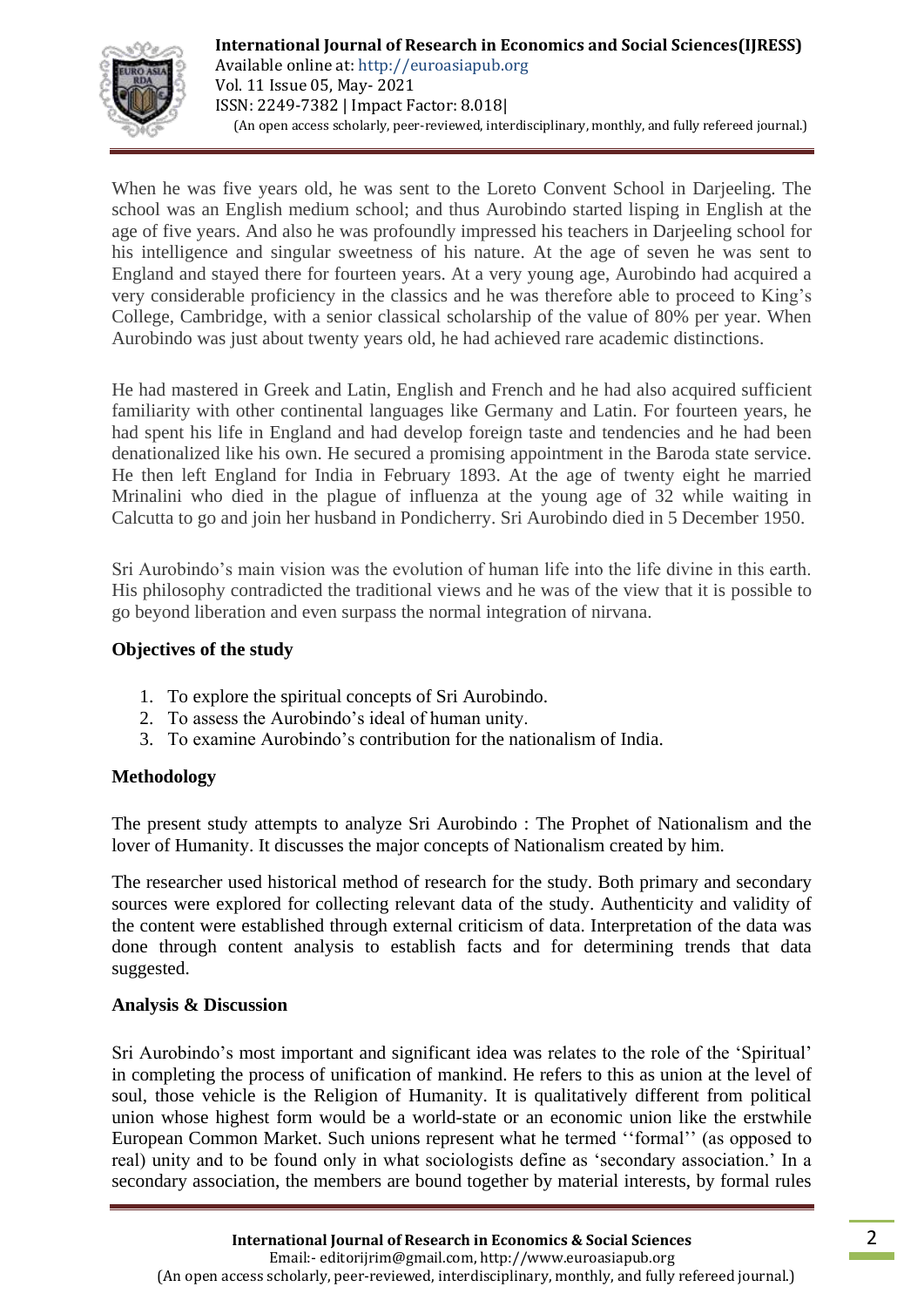When he was five years old, he was sent to the Loreto Convent School in Darjeeling. The school was an English medium school; and thus Aurobindo started lisping in English at the age of five years. And also he was profoundly impressed his teachers in Darjeeling school for his intelligence and singular sweetness of his nature. At the age of seven he was sent to England and stayed there for fourteen years. At a very young age, Aurobindo had acquired a very considerable proficiency in the classics and he was therefore able to proceed to King's College, Cambridge, with a senior classical scholarship of the value of 80% per year. When Aurobindo was just about twenty years old, he had achieved rare academic distinctions.

He had mastered in Greek and Latin, English and French and he had also acquired sufficient familiarity with other continental languages like Germany and Latin. For fourteen years, he had spent his life in England and had develop foreign taste and tendencies and he had been denationalized like his own. He secured a promising appointment in the Baroda state service. He then left England for India in February 1893. At the age of twenty eight he married Mrinalini who died in the plague of influenza at the young age of 32 while waiting in Calcutta to go and join her husband in Pondicherry. Sri Aurobindo died in 5 December 1950.

Sri Aurobindo's main vision was the evolution of human life into the life divine in this earth. His philosophy contradicted the traditional views and he was of the view that it is possible to go beyond liberation and even surpass the normal integration of nirvana.

**Objectives of the study**

1. To explore the spiritual concepts of Sri Aurobindo.
2. To assess the Aurobindo's ideal of human unity.
3. To examine Aurobindo's contribution for the nationalism of India.

**Methodology**

The present study attempts to analyze Sri Aurobindo : The Prophet of Nationalism and the lover of Humanity. It discusses the major concepts of Nationalism created by him.

The researcher used historical method of research for the study. Both primary and secondary sources were explored for collecting relevant data of the study. Authenticity and validity of the content were established through external criticism of data. Interpretation of the data was done through content analysis to establish facts and for determining trends that data suggested.

**Analysis & Discussion**

Sri Aurobindo's most important and significant idea was relates to the role of the 'Spiritual' in completing the process of unification of mankind. He refers to this as union at the level of soul, those vehicle is the Religion of Humanity. It is qualitatively different from political union whose highest form would be a world-state or an economic union like the erstwhile European Common Market. Such unions represent what he termed ''formal'' (as opposed to real) unity and to be found only in what sociologists define as 'secondary association.' In a secondary association, the members are bound together by material interests, by formal rules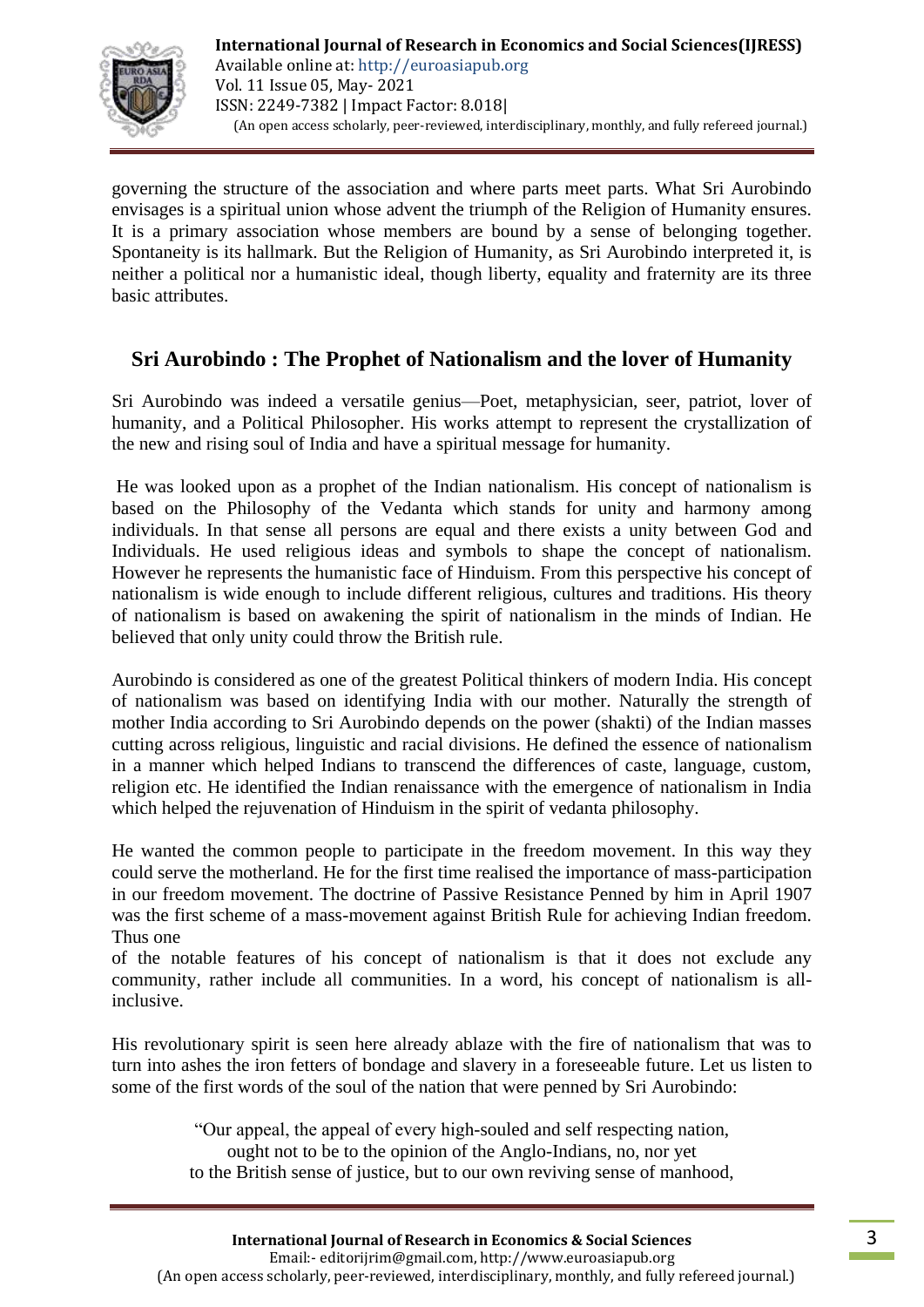governing the structure of the association and where parts meet parts. What Sri Aurobindo envisages is a spiritual union whose advent the triumph of the Religion of Humanity ensures. It is a primary association whose members are bound by a sense of belonging together. Spontaneity is its hallmark. But the Religion of Humanity, as Sri Aurobindo interpreted it, is neither a political nor a humanistic ideal, though liberty, equality and fraternity are its three basic attributes.

## Sri Aurobindo : The Prophet of Nationalism and the lover of Humanity

Sri Aurobindo was indeed a versatile genius—Poet, metaphysician, seer, patriot, lover of humanity, and a Political Philosopher. His works attempt to represent the crystallization of the new and rising soul of India and have a spiritual message for humanity.

He was looked upon as a prophet of the Indian nationalism. His concept of nationalism is based on the Philosophy of the Vedanta which stands for unity and harmony among individuals. In that sense all persons are equal and there exists a unity between God and Individuals. He used religious ideas and symbols to shape the concept of nationalism. However he represents the humanistic face of Hinduism. From this perspective his concept of nationalism is wide enough to include different religious, cultures and traditions. His theory of nationalism is based on awakening the spirit of nationalism in the minds of Indian. He believed that only unity could throw the British rule.

Aurobindo is considered as one of the greatest Political thinkers of modern India. His concept of nationalism was based on identifying India with our mother. Naturally the strength of mother India according to Sri Aurobindo depends on the power (shakti) of the Indian masses cutting across religious, linguistic and racial divisions. He defined the essence of nationalism in a manner which helped Indians to transcend the differences of caste, language, custom, religion etc. He identified the Indian renaissance with the emergence of nationalism in India which helped the rejuvenation of Hinduism in the spirit of vedanta philosophy.

He wanted the common people to participate in the freedom movement. In this way they could serve the motherland. He for the first time realised the importance of mass-participation in our freedom movement. The doctrine of Passive Resistance Penned by him in April 1907 was the first scheme of a mass-movement against British Rule for achieving Indian freedom. Thus one of the notable features of his concept of nationalism is that it does not exclude any community, rather include all communities. In a word, his concept of nationalism is all-inclusive.

His revolutionary spirit is seen here already ablaze with the fire of nationalism that was to turn into ashes the iron fetters of bondage and slavery in a foreseeable future. Let us listen to some of the first words of the soul of the nation that were penned by Sri Aurobindo:

> "Our appeal, the appeal of every high-souled and self respecting nation,
> ought not to be to the opinion of the Anglo-Indians, no, nor yet
> to the British sense of justice, but to our own reviving sense of manhood,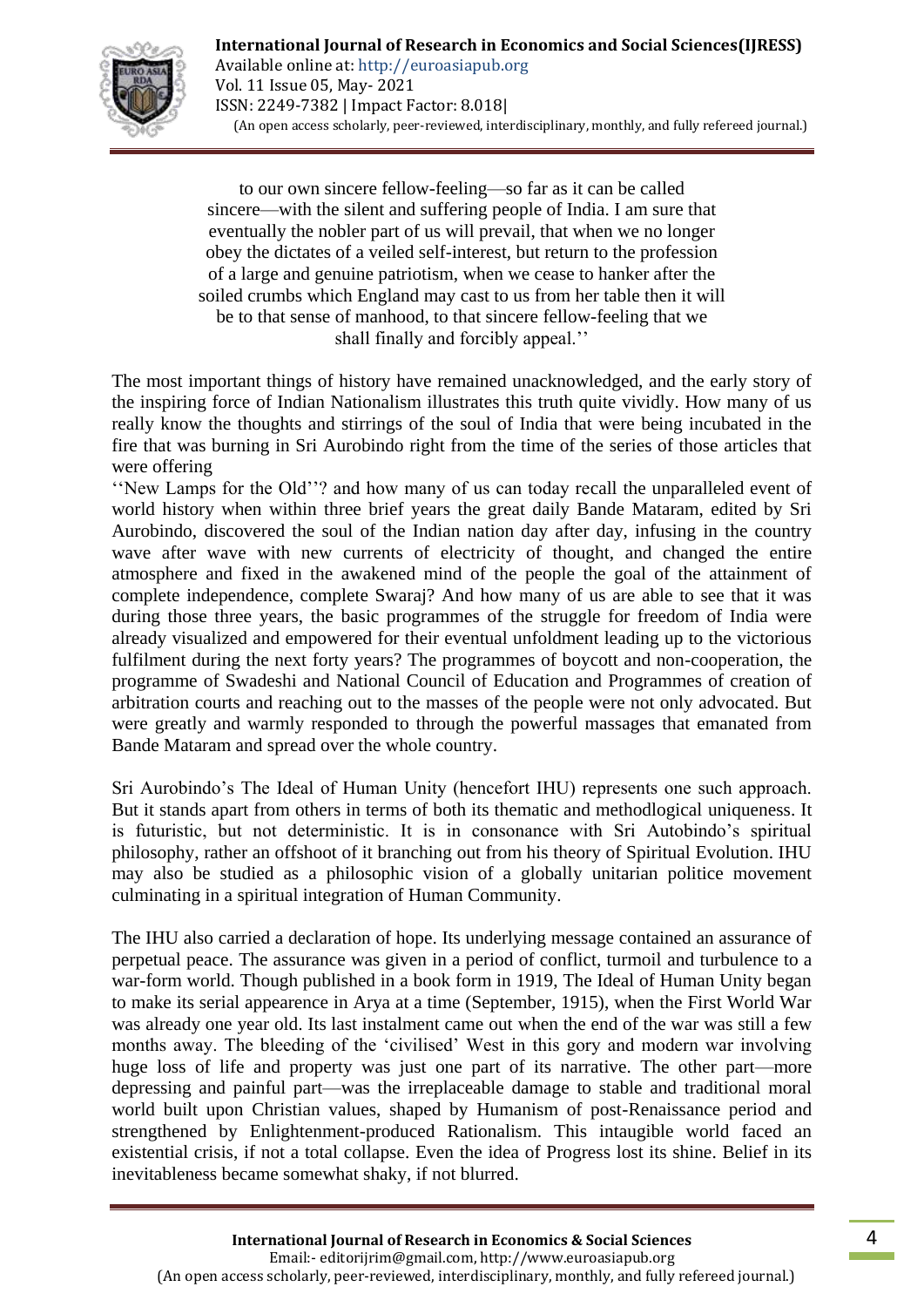> to our own sincere fellow-feeling—so far as it can be called sincere—with the silent and suffering people of India. I am sure that eventually the nobler part of us will prevail, that when we no longer obey the dictates of a veiled self-interest, but return to the profession of a large and genuine patriotism, when we cease to hanker after the soiled crumbs which England may cast to us from her table then it will be to that sense of manhood, to that sincere fellow-feeling that we shall finally and forcibly appeal.''

The most important things of history have remained unacknowledged, and the early story of the inspiring force of Indian Nationalism illustrates this truth quite vividly. How many of us really know the thoughts and stirrings of the soul of India that were being incubated in the fire that was burning in Sri Aurobindo right from the time of the series of those articles that were offering

''New Lamps for the Old''? and how many of us can today recall the unparalleled event of world history when within three brief years the great daily Bande Mataram, edited by Sri Aurobindo, discovered the soul of the Indian nation day after day, infusing in the country wave after wave with new currents of electricity of thought, and changed the entire atmosphere and fixed in the awakened mind of the people the goal of the attainment of complete independence, complete Swaraj? And how many of us are able to see that it was during those three years, the basic programmes of the struggle for freedom of India were already visualized and empowered for their eventual unfoldment leading up to the victorious fulfilment during the next forty years? The programmes of boycott and non-cooperation, the programme of Swadeshi and National Council of Education and Programmes of creation of arbitration courts and reaching out to the masses of the people were not only advocated. But were greatly and warmly responded to through the powerful massages that emanated from Bande Mataram and spread over the whole country.

Sri Aurobindo's The Ideal of Human Unity (hencefort IHU) represents one such approach. But it stands apart from others in terms of both its thematic and methodlogical uniqueness. It is futuristic, but not deterministic. It is in consonance with Sri Autobindo's spiritual philosophy, rather an offshoot of it branching out from his theory of Spiritual Evolution. IHU may also be studied as a philosophic vision of a globally unitarian politice movement culminating in a spiritual integration of Human Community.

The IHU also carried a declaration of hope. Its underlying message contained an assurance of perpetual peace. The assurance was given in a period of conflict, turmoil and turbulence to a war-form world. Though published in a book form in 1919, The Ideal of Human Unity began to make its serial appearence in Arya at a time (September, 1915), when the First World War was already one year old. Its last instalment came out when the end of the war was still a few months away. The bleeding of the 'civilised' West in this gory and modern war involving huge loss of life and property was just one part of its narrative. The other part—more depressing and painful part—was the irreplaceable damage to stable and traditional moral world built upon Christian values, shaped by Humanism of post-Renaissance period and strengthened by Enlightenment-produced Rationalism. This intaugible world faced an existential crisis, if not a total collapse. Even the idea of Progress lost its shine. Belief in its inevitableness became somewhat shaky, if not blurred.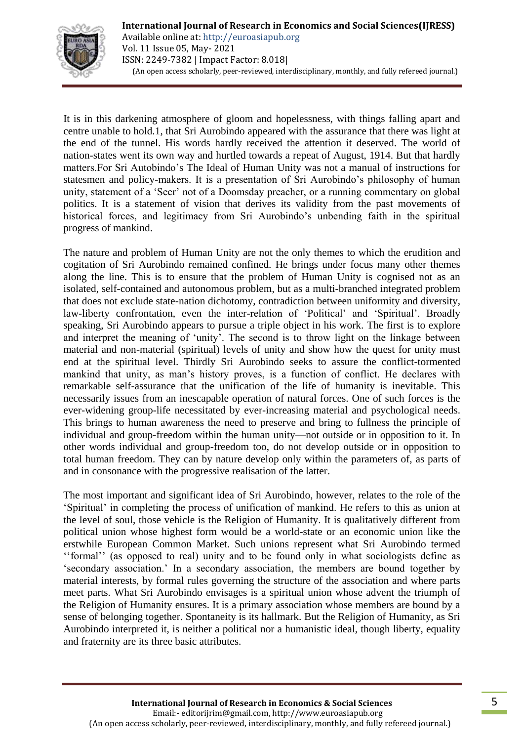It is in this darkening atmosphere of gloom and hopelessness, with things falling apart and centre unable to hold.1, that Sri Aurobindo appeared with the assurance that there was light at the end of the tunnel. His words hardly received the attention it deserved. The world of nation-states went its own way and hurtled towards a repeat of August, 1914. But that hardly matters.For Sri Autobindo's The Ideal of Human Unity was not a manual of instructions for statesmen and policy-makers. It is a presentation of Sri Aurobindo's philosophy of human unity, statement of a 'Seer' not of a Doomsday preacher, or a running commentary on global politics. It is a statement of vision that derives its validity from the past movements of historical forces, and legitimacy from Sri Aurobindo's unbending faith in the spiritual progress of mankind.

The nature and problem of Human Unity are not the only themes to which the erudition and cogitation of Sri Aurobindo remained confined. He brings under focus many other themes along the line. This is to ensure that the problem of Human Unity is cognised not as an isolated, self-contained and autonomous problem, but as a multi-branched integrated problem that does not exclude state-nation dichotomy, contradiction between uniformity and diversity, law-liberty confrontation, even the inter-relation of 'Political' and 'Spiritual'. Broadly speaking, Sri Aurobindo appears to pursue a triple object in his work. The first is to explore and interpret the meaning of 'unity'. The second is to throw light on the linkage between material and non-material (spiritual) levels of unity and show how the quest for unity must end at the spiritual level. Thirdly Sri Aurobindo seeks to assure the conflict-tormented mankind that unity, as man's history proves, is a function of conflict. He declares with remarkable self-assurance that the unification of the life of humanity is inevitable. This necessarily issues from an inescapable operation of natural forces. One of such forces is the ever-widening group-life necessitated by ever-increasing material and psychological needs. This brings to human awareness the need to preserve and bring to fullness the principle of individual and group-freedom within the human unity—not outside or in opposition to it. In other words individual and group-freedom too, do not develop outside or in opposition to total human freedom. They can by nature develop only within the parameters of, as parts of and in consonance with the progressive realisation of the latter.

The most important and significant idea of Sri Aurobindo, however, relates to the role of the 'Spiritual' in completing the process of unification of mankind. He refers to this as union at the level of soul, those vehicle is the Religion of Humanity. It is qualitatively different from political union whose highest form would be a world-state or an economic union like the erstwhile European Common Market. Such unions represent what Sri Aurobindo termed ''formal'' (as opposed to real) unity and to be found only in what sociologists define as 'secondary association.' In a secondary association, the members are bound together by material interests, by formal rules governing the structure of the association and where parts meet parts. What Sri Aurobindo envisages is a spiritual union whose advent the triumph of the Religion of Humanity ensures. It is a primary association whose members are bound by a sense of belonging together. Spontaneity is its hallmark. But the Religion of Humanity, as Sri Aurobindo interpreted it, is neither a political nor a humanistic ideal, though liberty, equality and fraternity are its three basic attributes.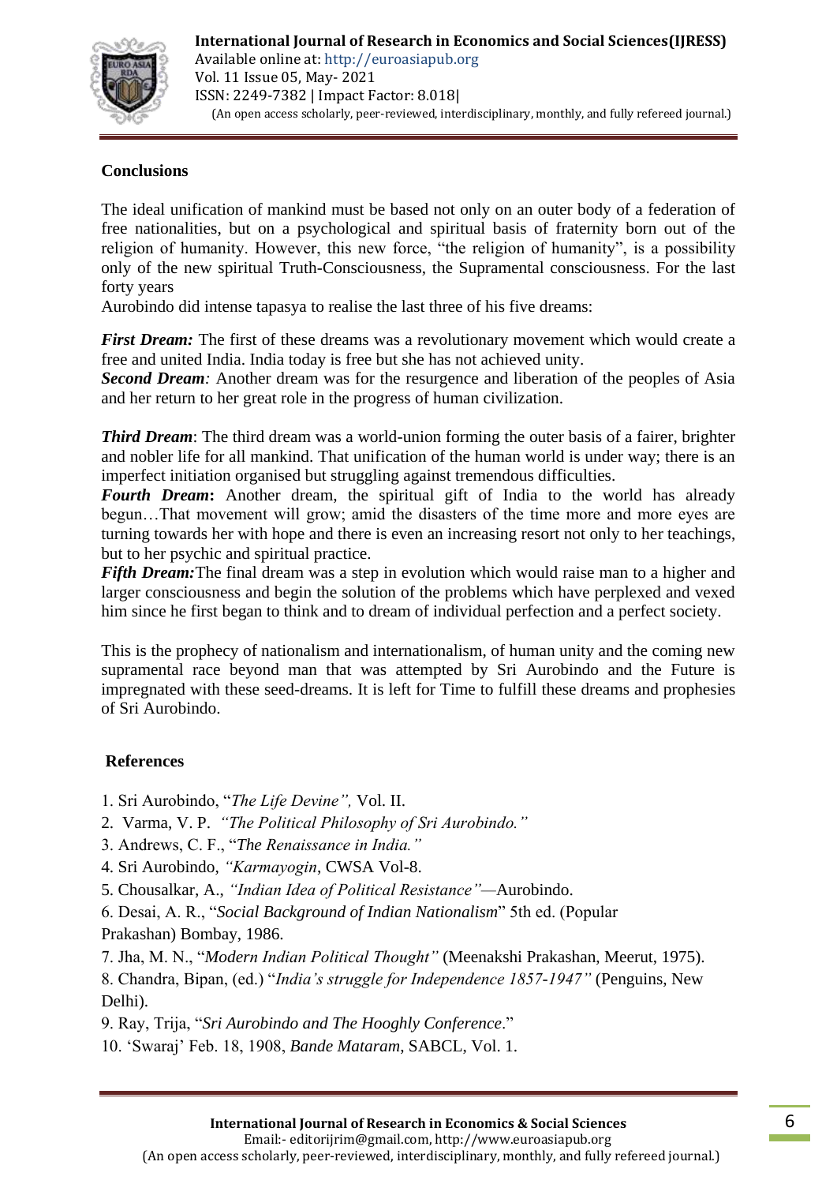## Conclusions

The ideal unification of mankind must be based not only on an outer body of a federation of free nationalities, but on a psychological and spiritual basis of fraternity born out of the religion of humanity. However, this new force, "the religion of humanity", is a possibility only of the new spiritual Truth-Consciousness, the Supramental consciousness. For the last forty years

Aurobindo did intense tapasya to realise the last three of his five dreams:

***First Dream:*** The first of these dreams was a revolutionary movement which would create a free and united India. India today is free but she has not achieved unity.

***Second Dream**:* Another dream was for the resurgence and liberation of the peoples of Asia and her return to her great role in the progress of human civilization.

***Third Dream***: The third dream was a world-union forming the outer basis of a fairer, brighter and nobler life for all mankind. That unification of the human world is under way; there is an imperfect initiation organised but struggling against tremendous difficulties.

***Fourth Dream*:** Another dream, the spiritual gift of India to the world has already begun…That movement will grow; amid the disasters of the time more and more eyes are turning towards her with hope and there is even an increasing resort not only to her teachings, but to her psychic and spiritual practice.

***Fifth Dream:***The final dream was a step in evolution which would raise man to a higher and larger consciousness and begin the solution of the problems which have perplexed and vexed him since he first began to think and to dream of individual perfection and a perfect society.

This is the prophecy of nationalism and internationalism, of human unity and the coming new supramental race beyond man that was attempted by Sri Aurobindo and the Future is impregnated with these seed-dreams. It is left for Time to fulfill these dreams and prophesies of Sri Aurobindo.

## References

1. Sri Aurobindo, "*The Life Devine",* Vol. II.
2. Varma, V. P. *"The Political Philosophy of Sri Aurobindo."*
3. Andrews, C. F., "*The Renaissance in India."*
4. Sri Aurobindo, *"Karmayogin*, CWSA Vol-8.
5. Chousalkar, A., *"Indian Idea of Political Resistance"—*Aurobindo.
6. Desai, A. R., "*Social Background of Indian Nationalism*" 5th ed. (Popular Prakashan) Bombay, 1986.
7. Jha, M. N., "*Modern Indian Political Thought"* (Meenakshi Prakashan, Meerut, 1975).
8. Chandra, Bipan, (ed.) "*India's struggle for Independence 1857-1947"* (Penguins, New Delhi).
9. Ray, Trija, "*Sri Aurobindo and The Hooghly Conference*."
10. 'Swaraj' Feb. 18, 1908, *Bande Mataram*, SABCL, Vol. 1.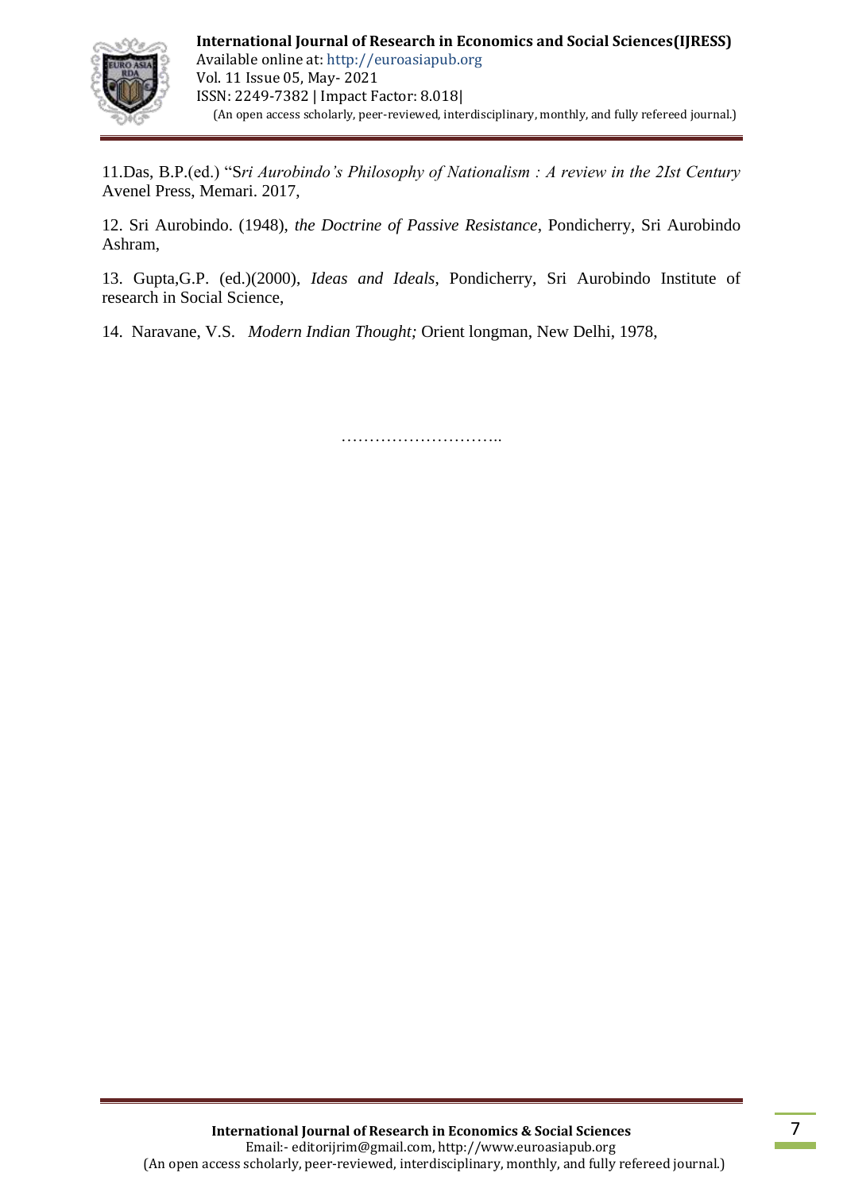11.Das, B.P.(ed.) "S*ri Aurobindo's Philosophy of Nationalism : A review in the 2Ist Century* Avenel Press, Memari. 2017,

12. Sri Aurobindo. (1948), *the Doctrine of Passive Resistance*, Pondicherry, Sri Aurobindo Ashram,

13. Gupta,G.P. (ed.)(2000), *Ideas and Ideals*, Pondicherry, Sri Aurobindo Institute of research in Social Science,

14. Naravane, V.S. *Modern Indian Thought;* Orient longman, New Delhi, 1978,

………………………..